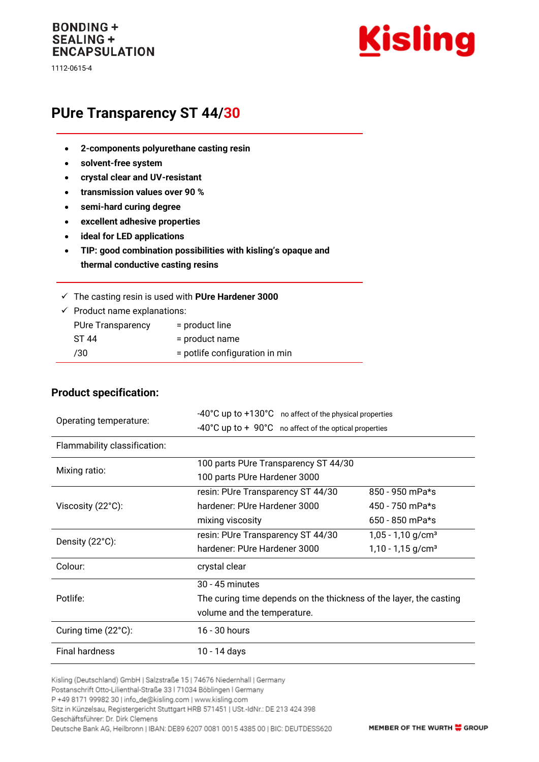BONDING +
SEALING +
ENCAPSULATION

1112-0615-4

Kisling

# PUre Transparency ST 44/30

- **2-components polyurethane casting resin**
- **solvent-free system**
- **crystal clear and UV-resistant**
- **transmission values over 90 %**
- **semi-hard curing degree**
- **excellent adhesive properties**
- **ideal for LED applications**
- **TIP: good combination possibilities with kisling's opaque and thermal conductive casting resins**

✓ The casting resin is used with **PUre Hardener 3000**

✓ Product name explanations:

| | |
|---|---|
| PUre Transparency | = product line |
| ST 44 | = product name |
| /30 | = potlife configuration in min |

## Product specification:

| | | |
|---|---|---|
| Operating temperature: | -40°C up to +130°C no affect of the physical properties<br>-40°C up to + 90°C no affect of the optical properties | |
| Flammability classification: | | |
| Mixing ratio: | 100 parts PUre Transparency ST 44/30<br>100 parts PUre Hardener 3000 | |
| Viscosity (22°C): | resin: PUre Transparency ST 44/30<br>hardener: PUre Hardener 3000<br>mixing viscosity | 850 - 950 mPa*s<br>450 - 750 mPa*s<br>650 - 850 mPa*s |
| Density (22°C): | resin: PUre Transparency ST 44/30<br>hardener: PUre Hardener 3000 | 1,05 - 1,10 g/cm³<br>1,10 - 1,15 g/cm³ |
| Colour: | crystal clear | |
| Potlife: | 30 - 45 minutes<br>The curing time depends on the thickness of the layer, the casting volume and the temperature. | |
| Curing time (22°C): | 16 - 30 hours | |
| Final hardness | 10 - 14 days | |

Kisling (Deutschland) GmbH | Salzstraße 15 | 74676 Niedernhall | Germany
Postanschrift Otto-Lilienthal-Straße 33 | 71034 Böblingen | Germany
P +49 8171 99982 30 | info_de@kisling.com | www.kisling.com
Sitz in Künzelsau, Registergericht Stuttgart HRB 571451 | USt.-IdNr.: DE 213 424 398
Geschäftsführer: Dr. Dirk Clemens
Deutsche Bank AG, Heilbronn | IBAN: DE89 6207 0081 0015 4385 00 | BIC: DEUTDESS620

MEMBER OF THE WURTH GROUP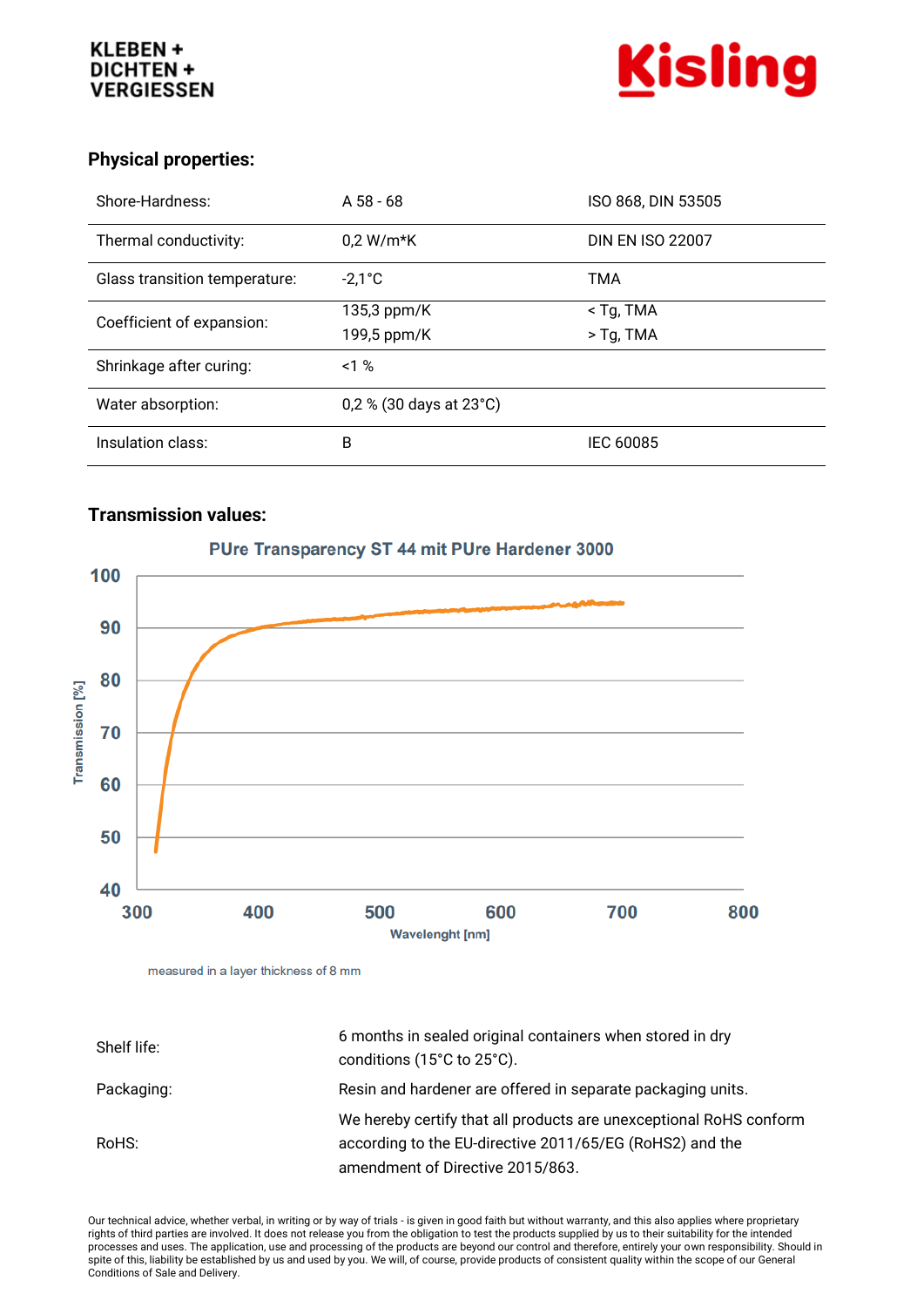KLEBEN +
DICHTEN +
VERGIESSEN

## Physical properties:

| | | |
|---|---|---|
| Shore-Hardness: | A 58 - 68 | ISO 868, DIN 53505 |
| Thermal conductivity: | 0,2 W/m*K | DIN EN ISO 22007 |
| Glass transition temperature: | -2,1°C | TMA |
| Coefficient of expansion: | 135,3 ppm/K<br>199,5 ppm/K | < Tg, TMA<br>> Tg, TMA |
| Shrinkage after curing: | <1 % | |
| Water absorption: | 0,2 % (30 days at 23°C) | |
| Insulation class: | B | IEC 60085 |

## Transmission values:

PUre Transparency ST 44 mit PUre Hardener 3000

Transmission [%]

100
90
80
70
60
50
40

300
400
500
600
700
800

Wavelenght [nm]

measured in a layer thickness of 8 mm

| | |
|---|---|
| Shelf life: | 6 months in sealed original containers when stored in dry conditions (15°C to 25°C). |
| Packaging: | Resin and hardener are offered in separate packaging units. |
| RoHS: | We hereby certify that all products are unexceptional RoHS conform according to the EU-directive 2011/65/EG (RoHS2) and the amendment of Directive 2015/863. |

Our technical advice, whether verbal, in writing or by way of trials - is given in good faith but without warranty, and this also applies where proprietary rights of third parties are involved. It does not release you from the obligation to test the products supplied by us to their suitability for the intended processes and uses. The application, use and processing of the products are beyond our control and therefore, entirely your own responsibility. Should in spite of this, liability be established by us and used by you. We will, of course, provide products of consistent quality within the scope of our General Conditions of Sale and Delivery.